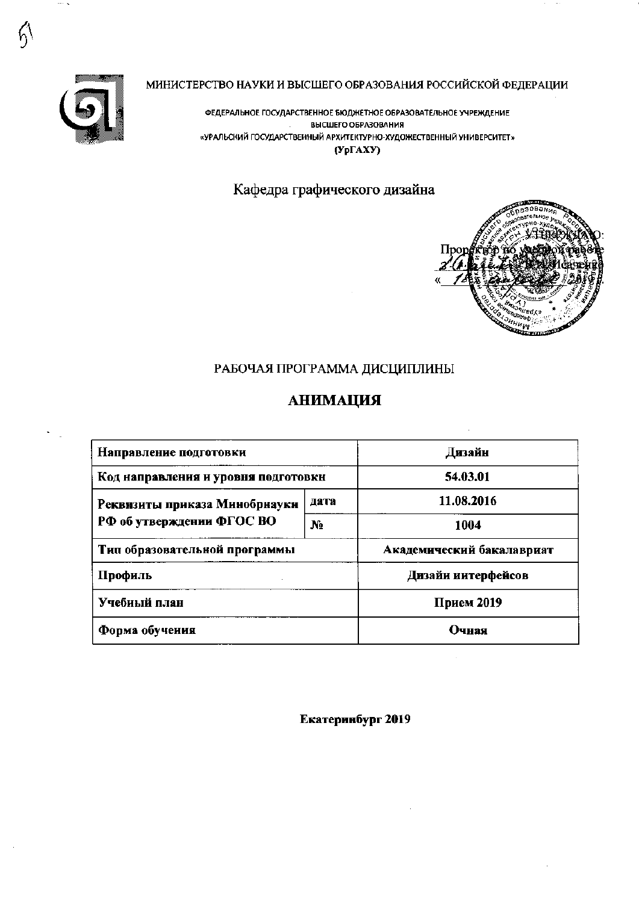МИНИСТЕРСТВО НАУКИ И ВЫСШЕГО ОБРАЗОВАНИЯ РОССИЙСКОЙ ФЕДЕРАЦИИ

ФЕДЕРАЛЬНОЕ ГОСУДАРСТВЕННОЕ БЮДЖЕТНОЕ ОБРАЗОВАТЕЛЬНОЕ УЧРЕЖДЕНИЕ
ВЫСШЕГО ОБРАЗОВАНИЯ
«УРАЛЬСКИЙ ГОСУДАРСТВЕННЫЙ АРХИТЕКТУРНО-ХУДОЖЕСТВЕННЫЙ УНИВЕРСИТЕТ»
**(УрГАХУ)**

Кафедра графического дизайна

УТВЕРЖДАЮ:
Проректор по учебной работе
_______ Е.А. Исаченко
«___» _______ 20__

РАБОЧАЯ ПРОГРАММА ДИСЦИПЛИНЫ

# АНИМАЦИЯ

| Направление подготовки | | Дизайн |
|---|---|---|
| Код направления и уровня подготовки | | 54.03.01 |
| Реквизиты приказа Минобрнауки РФ об утверждении ФГОС ВО | дата | 11.08.2016 |
| | № | 1004 |
| Тип образовательной программы | | Академический бакалавриат |
| Профиль | | Дизайн интерфейсов |
| Учебный план | | Прием 2019 |
| Форма обучения | | Очная |

**Екатеринбург 2019**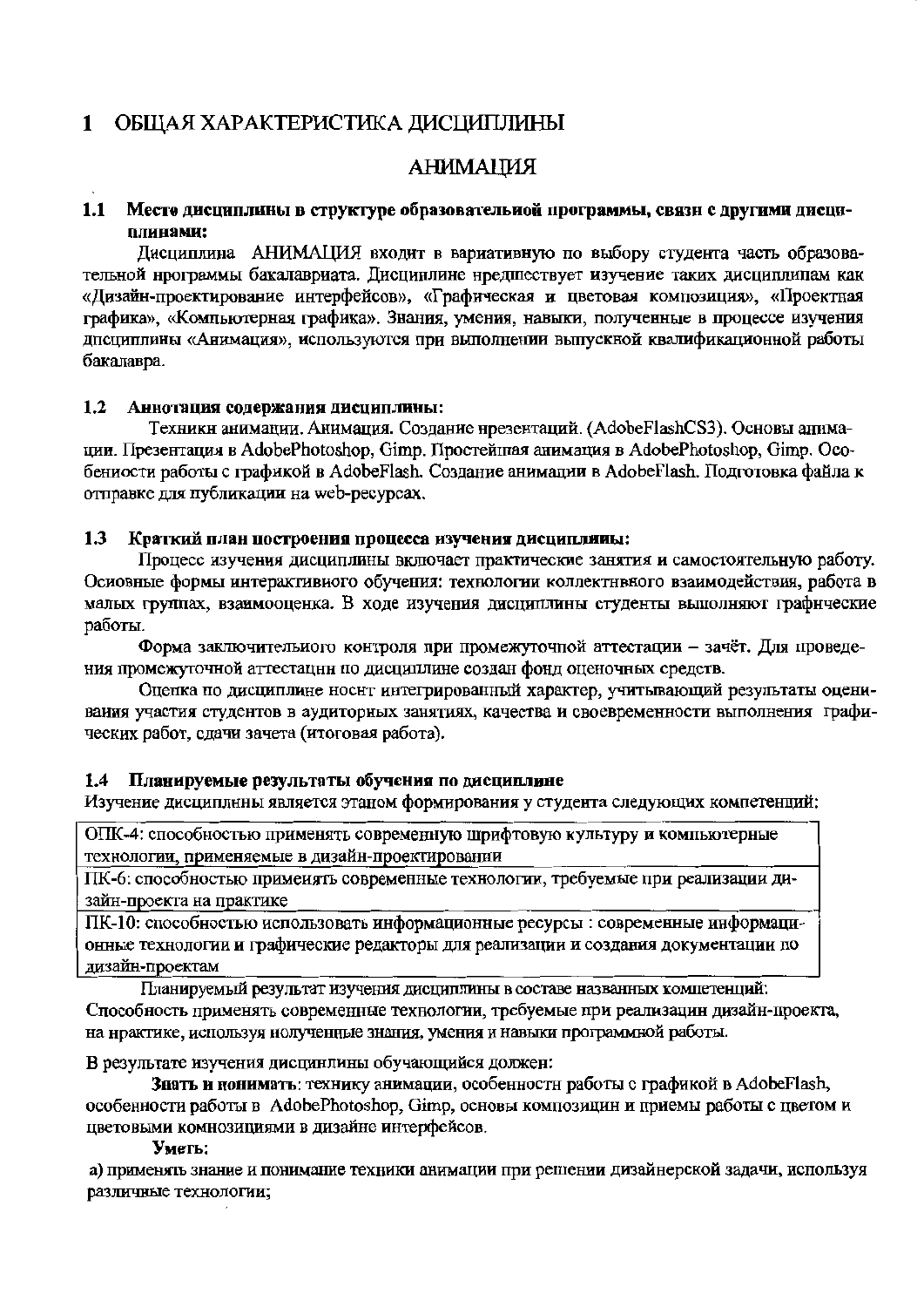# 1 ОБЩАЯ ХАРАКТЕРИСТИКА ДИСЦИПЛИНЫ

## АНИМАЦИЯ

### 1.1 Место дисциплины в структуре образовательной программы, связи с другими дисциплинами:

Дисциплина АНИМАЦИЯ входит в вариативную по выбору студента часть образовательной программы бакалавриата. Дисциплине предшествует изучение таких дисциплинам как «Дизайн-проектирование интерфейсов», «Графическая и цветовая композиция», «Проектная графика», «Компьютерная графика». Знания, умения, навыки, полученные в процессе изучения дисциплины «Анимация», используются при выполнении выпускной квалификационной работы бакалавра.

### 1.2 Аннотация содержания дисциплины:

Техники анимации. Анимация. Создание презентаций. (AdobeFlashCS3). Основы анимации. Презентация в AdobePhotoshop, Gimp. Простейшая анимация в AdobePhotoshop, Gimp. Особенности работы с графикой в AdobeFlash. Создание анимации в AdobeFlash. Подготовка файла к отправке для публикации на web-ресурсах.

### 1.3 Краткий план построения процесса изучения дисциплины:

Процесс изучения дисциплины включает практические занятия и самостоятельную работу. Основные формы интерактивного обучения: технологии коллективного взаимодействия, работа в малых группах, взаимооценка. В ходе изучения дисциплины студенты выполняют графические работы.

Форма заключительного контроля при промежуточной аттестации – зачёт. Для проведения промежуточной аттестации по дисциплине создан фонд оценочных средств.

Оценка по дисциплине носит интегрированный характер, учитывающий результаты оценивания участия студентов в аудиторных занятиях, качества и своевременности выполнения графических работ, сдачи зачета (итоговая работа).

### 1.4 Планируемые результаты обучения по дисциплине

Изучение дисциплины является этапом формирования у студента следующих компетенций:

| |
|---|
| ОПК-4: способностью применять современную шрифтовую культуру и компьютерные технологии, применяемые в дизайн-проектировании |
| ПК-6: способностью применять современные технологии, требуемые при реализации дизайн-проекта на практике |
| ПК-10: способностью использовать информационные ресурсы : современные информационные технологии и графические редакторы для реализации и создания документации по дизайн-проектам |

Планируемый результат изучения дисциплины в составе названных компетенций: Способность применять современные технологии, требуемые при реализации дизайн-проекта, на практике, используя полученные знания, умения и навыки программной работы.

В результате изучения дисциплины обучающийся должен:

**Знать и понимать**: технику анимации, особенности работы с графикой в AdobeFlash, особенности работы в AdobePhotoshop, Gimp, основы композиции и приемы работы с цветом и цветовыми композициями в дизайне интерфейсов.

**Уметь:**

а) применять знание и понимание техники анимации при решении дизайнерской задачи, используя различные технологии;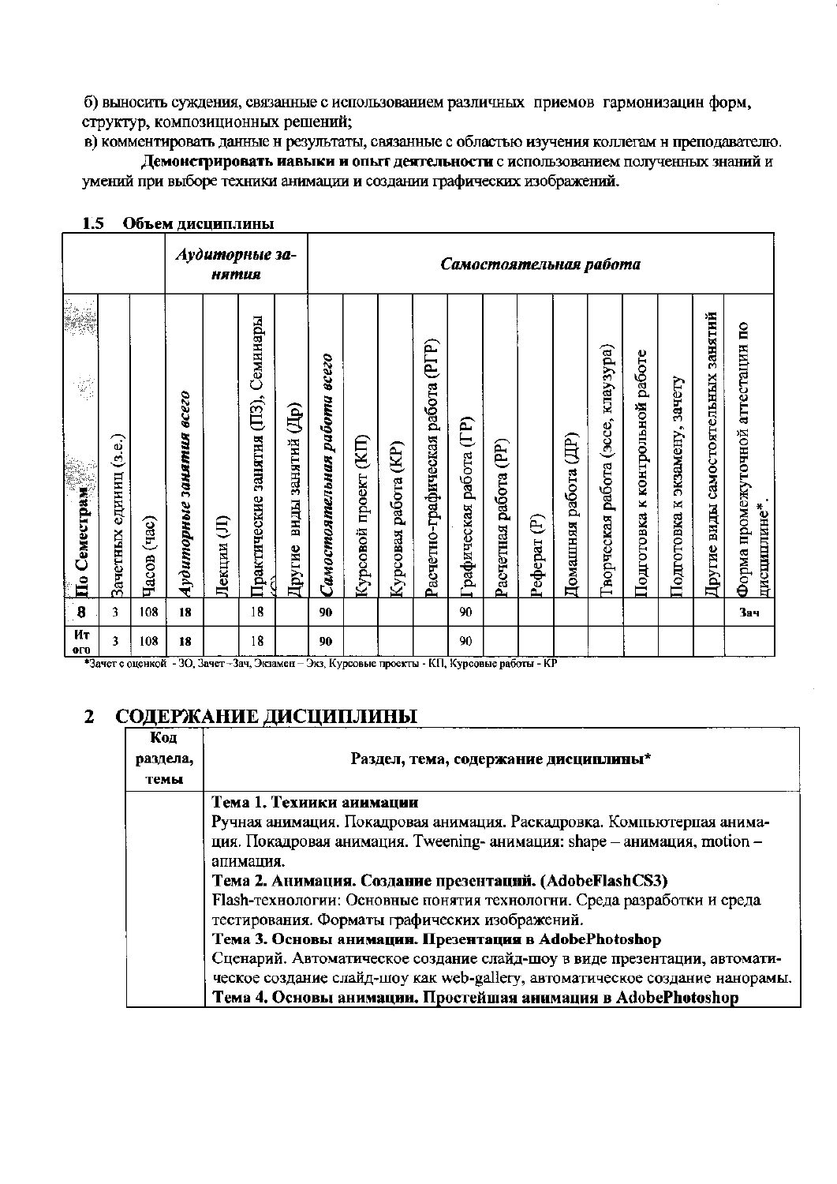б) выносить суждения, связанные с использованием различных приемов гармонизации форм, структур, композиционных решений;

в) комментировать данные и результаты, связанные с областью изучения коллегам и преподавателю.

**Демонстрировать навыки и опыт деятельности** с использованием полученных знаний и умений при выборе техники анимации и создании графических изображений.

### 1.5 Объем дисциплины

| | | | *Аудиторные занятия* | | | | *Самостоятельная работа* | | | | | | | | | | | | | |
|---|---|---|---|---|---|---|---|---|---|---|---|---|---|---|---|---|---|---|---|---|
| **По Семестрам** | Зачетных единиц (з.е.) | Часов (час) | *Аудиторные занятия всего* | Лекции (Л) | Практические занятия (ПЗ), Семинары (С) | Другие виды занятий (Др) | *Самостоятельная работа всего* | Курсовой проект (КП) | Курсовая работа (КР) | Расчетно-графическая работа (РГР) | Графическая работа (ГР) | Расчетная работа (РР) | Реферат (Р) | Домашняя работа (ДР) | Творческая работа (эссе, клаузура) | Подготовка к контрольной работе | Подготовка к экзамену, зачету | Другие виды самостоятельных занятий | Форма промежуточной аттестации по дисциплине*. |
| **8** | 3 | 108 | 18 | | 18 | | 90 | | | | 90 | | | | | | | | **Зач** |
| **Итого** | 3 | 108 | 18 | | 18 | | 90 | | | | 90 | | | | | | | | |

*Зачет с оценкой - ЗО, Зачет - Зач, Экзамен – Экз, Курсовые проекты - КП, Курсовые работы - КР

## 2 СОДЕРЖАНИЕ ДИСЦИПЛИНЫ

| Код раздела, темы | Раздел, тема, содержание дисциплины* |
|---|---|
| | **Тема 1. Техники анимации**<br>Ручная анимация. Покадровая анимация. Раскадровка. Компьютерная анимация. Покадровая анимация. Tweening- анимация: shape – анимация, motion – анимация.<br>**Тема 2. Анимация. Создание презентаций. (AdobeFlashCS3)**<br>Flash-технологии: Основные понятия технологии. Среда разработки и среда тестирования. Форматы графических изображений.<br>**Тема 3. Основы анимации. Презентация в AdobePhotoshop**<br>Сценарий. Автоматическое создание слайд-шоу в виде презентации, автоматическое создание слайд-шоу как web-gallery, автоматическое создание панорамы.<br>**Тема 4. Основы анимации. Простейшая анимация в AdobePhotoshop** |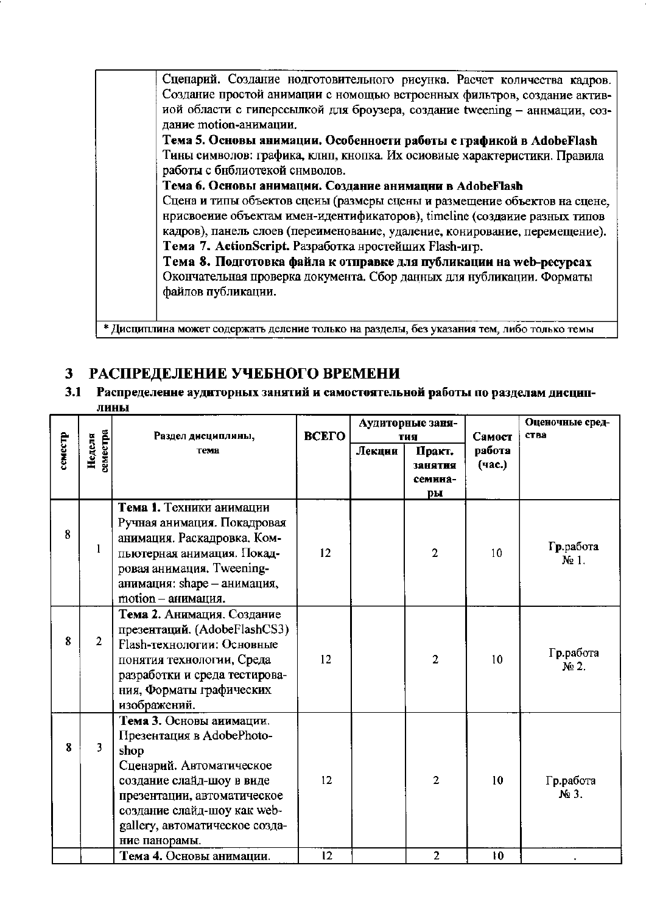| | Сценарий. Создание подготовительного рисунка. Расчет количества кадров. Создание простой анимации с помощью встроенных фильтров, создание активной области с гиперссылкой для броузера, создание tweening – анимации, создание motion-анимации. **Тема 5. Основы анимации. Особенности работы с графикой в AdobeFlash** Типы символов: графика, клип, кнопка. Их основные характеристики. Правила работы с библиотекой символов. **Тема 6. Основы анимации. Создание анимации в AdobeFlash** Сцена и типы объектов сцены (размеры сцены и размещение объектов на сцене, присвоение объектам имен-идентификаторов), timeline (создание разных типов кадров), панель слоев (переименование, удаление, копирование, перемещение). **Тема 7. ActionScript.** Разработка простейших Flash-игр. **Тема 8. Подготовка файла к отправке для публикации на web-ресурсах** Окончательная проверка документа. Сбор данных для публикации. Форматы файлов публикации. |
|---|---|

\* Дисциплина может содержать деление только на разделы, без указания тем, либо только темы

## 3 РАСПРЕДЕЛЕНИЕ УЧЕБНОГО ВРЕМЕНИ

### 3.1 Распределение аудиторных занятий и самостоятельной работы по разделам дисциплины

| семестр | Неделя семестра | Раздел дисциплины, тема | ВСЕГО | Аудиторные занятия | | Самост работа (час.) | Оценочные средства |
|---|---|---|---|---|---|---|---|
| | | | | Лекции | Практ. занятия семинары | | |
| 8 | 1 | **Тема 1.** Техники анимации Ручная анимация. Покадровая анимация. Раскадровка. Компьютерная анимация. Покадровая анимация. Tweening-анимация: shape – анимация, motion – анимация. | 12 | | 2 | 10 | Гр.работа № 1. |
| 8 | 2 | **Тема 2.** Анимация. Создание презентаций. (AdobeFlashCS3) Flash-технологии: Основные понятия технологии, Среда разработки и среда тестирования, Форматы графических изображений. | 12 | | 2 | 10 | Гр.работа № 2. |
| 8 | 3 | **Тема 3.** Основы анимации. Презентация в AdobePhotoshop Сценарий. Автоматическое создание слайд-шоу в виде презентации, автоматическое создание слайд-шоу как web-gallery, автоматическое создание панорамы. | 12 | | 2 | 10 | Гр.работа № 3. |
| | | **Тема 4.** Основы анимации. | 12 | | 2 | 10 | . |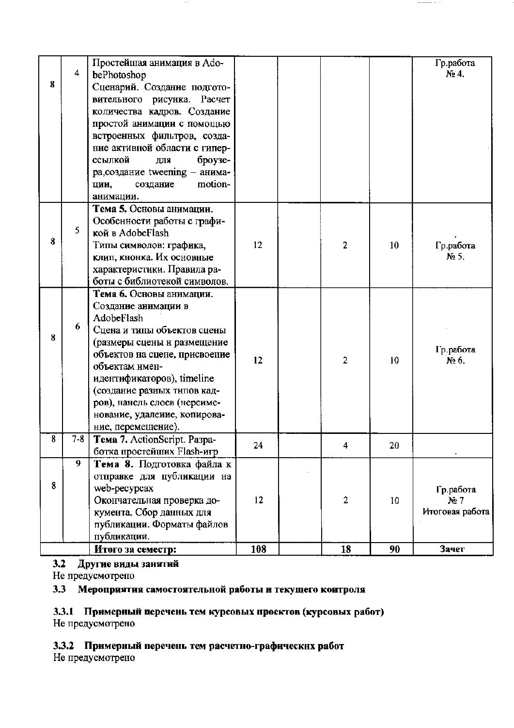| | | | | | | |
|---|---|---|---|---|---|---|
| 8 | 4 | Простейшая анимация в AdobePhotoshop<br>Сценарий. Создание подготовительного рисунка. Расчет количества кадров. Создание простой анимации с помощью встроенных фильтров, создание активной области с гиперссылкой для броузера,создание tweening – анимации, создание motion-анимации. | | | | | Гр.работа № 4. |
| 8 | 5 | **Тема 5.** Основы анимации. Особенности работы с графикой в AdobeFlash<br>Типы символов: графика, клип, кнопка. Их основные характеристики. Правила работы с библиотекой символов. | 12 | | 2 | 10 | Гр.работа № 5. |
| 8 | 6 | **Тема 6.** Основы анимации. Создание анимации в AdobeFlash<br>Сцена и типы объектов сцены (размеры сцены и размещение объектов на сцене, присвоение объектам имен-идентификаторов), timeline (создание разных типов кадров), панель слоев (переименование, удаление, копирование, перемещение). | 12 | | 2 | 10 | Гр.работа № 6. |
| 8 | 7-8 | **Тема 7.** ActionScript. Разработка простейших Flash-игр | 24 | | 4 | 20 | |
| 8 | 9 | **Тема 8.** Подготовка файла к отправке для публикации на web-ресурсах<br>Окончательная проверка документа. Сбор данных для публикации. Форматы файлов публикации. | 12 | | 2 | 10 | Гр.работа № 7 Итоговая работа |
| | | **Итого за семестр:** | **108** | | **18** | **90** | **Зачет** |

### 3.2 Другие виды занятий

Не предусмотрено

### 3.3 Мероприятия самостоятельной работы и текущего контроля

#### 3.3.1 Примерный перечень тем курсовых проектов (курсовых работ)

Не предусмотрено

#### 3.3.2 Примерный перечень тем расчетно-графических работ

Не предусмотрено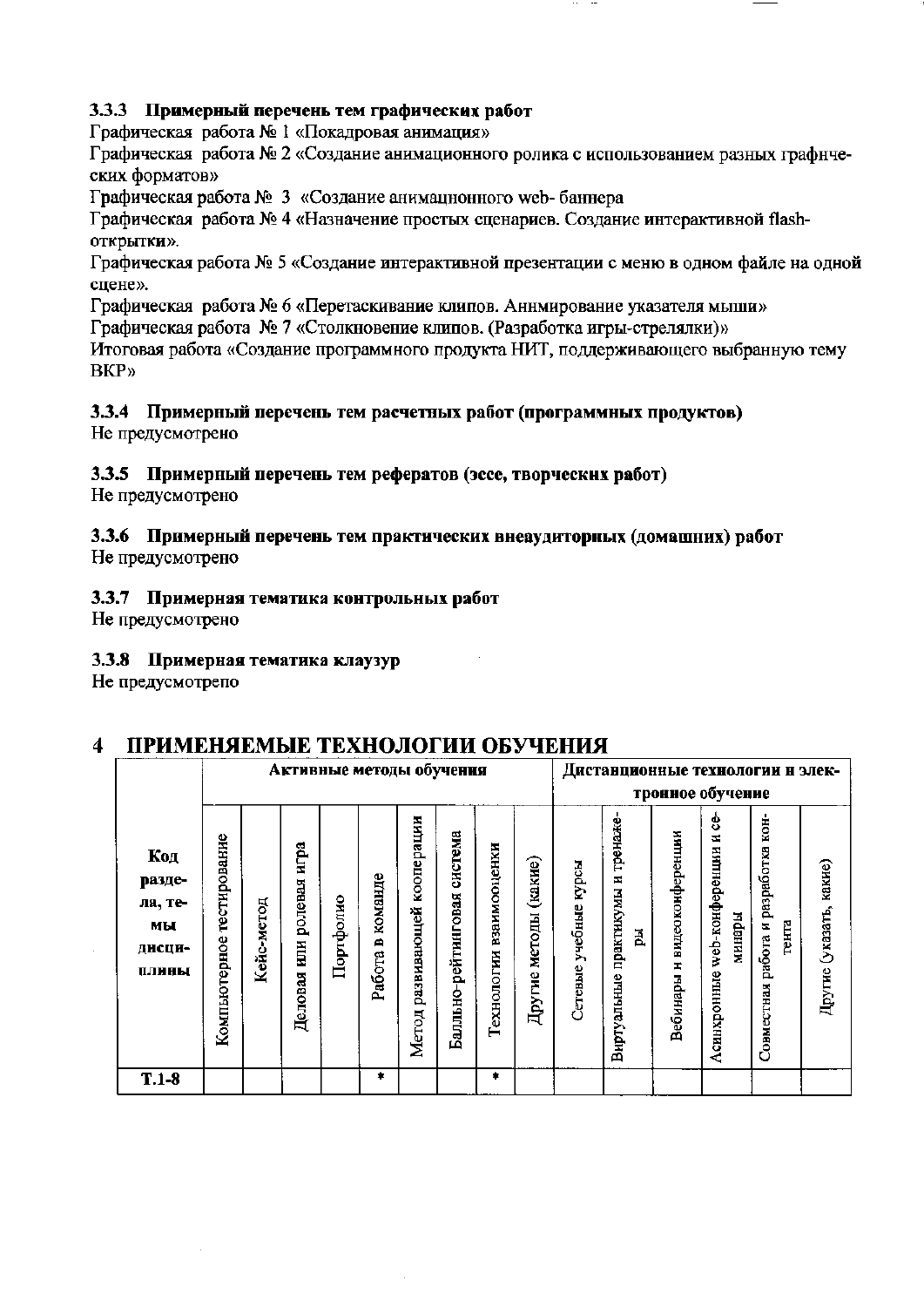### 3.3.3 Примерный перечень тем графических работ

Графическая работа № 1 «Покадровая анимация»

Графическая работа № 2 «Создание анимационного ролика с использованием разных графических форматов»

Графическая работа № 3 «Создание анимационного web- баннера

Графическая работа № 4 «Назначение простых сценариев. Создание интерактивной flash-открытки».

Графическая работа № 5 «Создание интерактивной презентации с меню в одном файле на одной сцене».

Графическая работа № 6 «Перетаскивание клипов. Анимирование указателя мыши»

Графическая работа № 7 «Столкновение клипов. (Разработка игры-стрелялки)»

Итоговая работа «Создание программного продукта НИТ, поддерживающего выбранную тему ВКР»

### 3.3.4 Примерный перечень тем расчетных работ (программных продуктов)

Не предусмотрено

### 3.3.5 Примерный перечень тем рефератов (эссе, творческих работ)

Не предусмотрено

### 3.3.6 Примерный перечень тем практических внеаудиторных (домашних) работ

Не предусмотрено

### 3.3.7 Примерная тематика контрольных работ

Не предусмотрено

### 3.3.8 Примерная тематика клаузур

Не предусмотрено

# 4 ПРИМЕНЯЕМЫЕ ТЕХНОЛОГИИ ОБУЧЕНИЯ

| Код раздела, темы дисциплины | Активные методы обучения | | | | | | | | | Дистанционные технологии и электронное обучение | | | | | |
|---|---|---|---|---|---|---|---|---|---|---|---|---|---|---|---|
| | Компьютерное тестирование | Кейс-метод | Деловая или ролевая игра | Портфолио | Работа в команде | Метод развивающей кооперации | Балльно-рейтинговая система | Технологии взаимооценки | Другие методы (какие) | Сетевые учебные курсы | Виртуальные практикумы и тренажеры | Вебинары и видеоконференции | Асинхронные web-конференции и семинары | Совместная работа и разработка контента | Другие (указать, какие) |
| Т.1-8 | | | | | * | | | * | | | | | | | |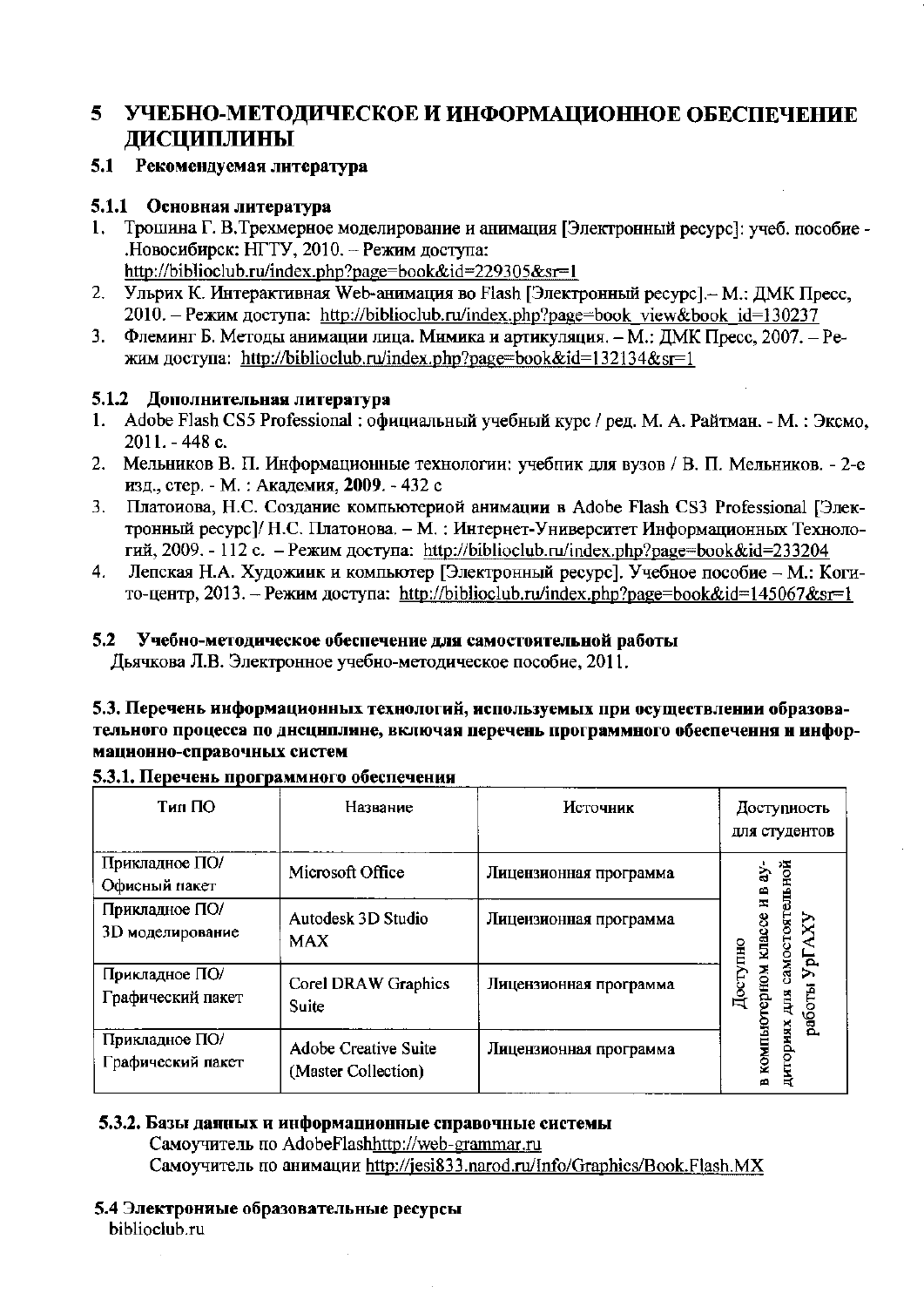# 5 УЧЕБНО-МЕТОДИЧЕСКОЕ И ИНФОРМАЦИОННОЕ ОБЕСПЕЧЕНИЕ ДИСЦИПЛИНЫ

## 5.1 Рекомендуемая литература

### 5.1.1 Основная литература

1. Трошина Г. В.Трехмерное моделирование и анимация [Электронный ресурс]: учеб. пособие - .Новосибирск: НГТУ, 2010. – Режим доступа: http://biblioclub.ru/index.php?page=book&id=229305&sr=1
2. Ульрих К. Интерактивная Web-анимация во Flash [Электронный ресурс].– М.: ДМК Пресс, 2010. – Режим доступа: http://biblioclub.ru/index.php?page=book_view&book_id=130237
3. Флеминг Б. Методы анимации лица. Мимика и артикуляция. – М.: ДМК Пресс, 2007. – Режим доступа: http://biblioclub.ru/index.php?page=book&id=132134&sr=1

### 5.1.2 Дополнительная литература

1. Adobe Flash CS5 Professional : официальный учебный курс / ред. М. А. Райтман. - М. : Эксмо, 2011. - 448 с.
2. Мельников В. П. Информационные технологии: учебник для вузов / В. П. Мельников. - 2-е изд., стер. - М. : Академия, **2009**. - 432 с
3. Платонова, Н.С. Создание компьютерной анимации в Adobe Flash CS3 Professional [Электронный ресурс]/ Н.С. Платонова. – М. : Интернет-Университет Информационных Технологий, 2009. - 112 с. – Режим доступа: http://biblioclub.ru/index.php?page=book&id=233204
4. Лепская Н.А. Художник и компьютер [Электронный ресурс]. Учебное пособие – М.: Когито-центр, 2013. – Режим доступа: http://biblioclub.ru/index.php?page=book&id=145067&sr=1

## 5.2 Учебно-методическое обеспечение для самостоятельной работы

Дьячкова Л.В. Электронное учебно-методическое пособие, 2011.

## 5.3. Перечень информационных технологий, используемых при осуществлении образовательного процесса по дисциплине, включая перечень программного обеспечения и информационно-справочных систем

### 5.3.1. Перечень программного обеспечения

| Тип ПО | Название | Источник | Доступность для студентов |
|---|---|---|---|
| Прикладное ПО/ Офисный пакет | Microsoft Office | Лицензионная программа | Доступно в компьютерном классе и в аудиториях для самостоятельной работы УрГАХУ |
| Прикладное ПО/ 3D моделирование | Autodesk 3D Studio MAX | Лицензионная программа | |
| Прикладное ПО/ Графический пакет | Corel DRAW Graphics Suite | Лицензионная программа | |
| Прикладное ПО/ Графический пакет | Adobe Creative Suite (Master Collection) | Лицензионная программа | |

### 5.3.2. Базы данных и информационные справочные системы

Самоучитель по AdobeFlashhttp://web-grammar.ru

Самоучитель по анимации http://jesi833.narod.ru/Info/Graphics/Book.Flash.MX

## 5.4 Электронные образовательные ресурсы

biblioclub.ru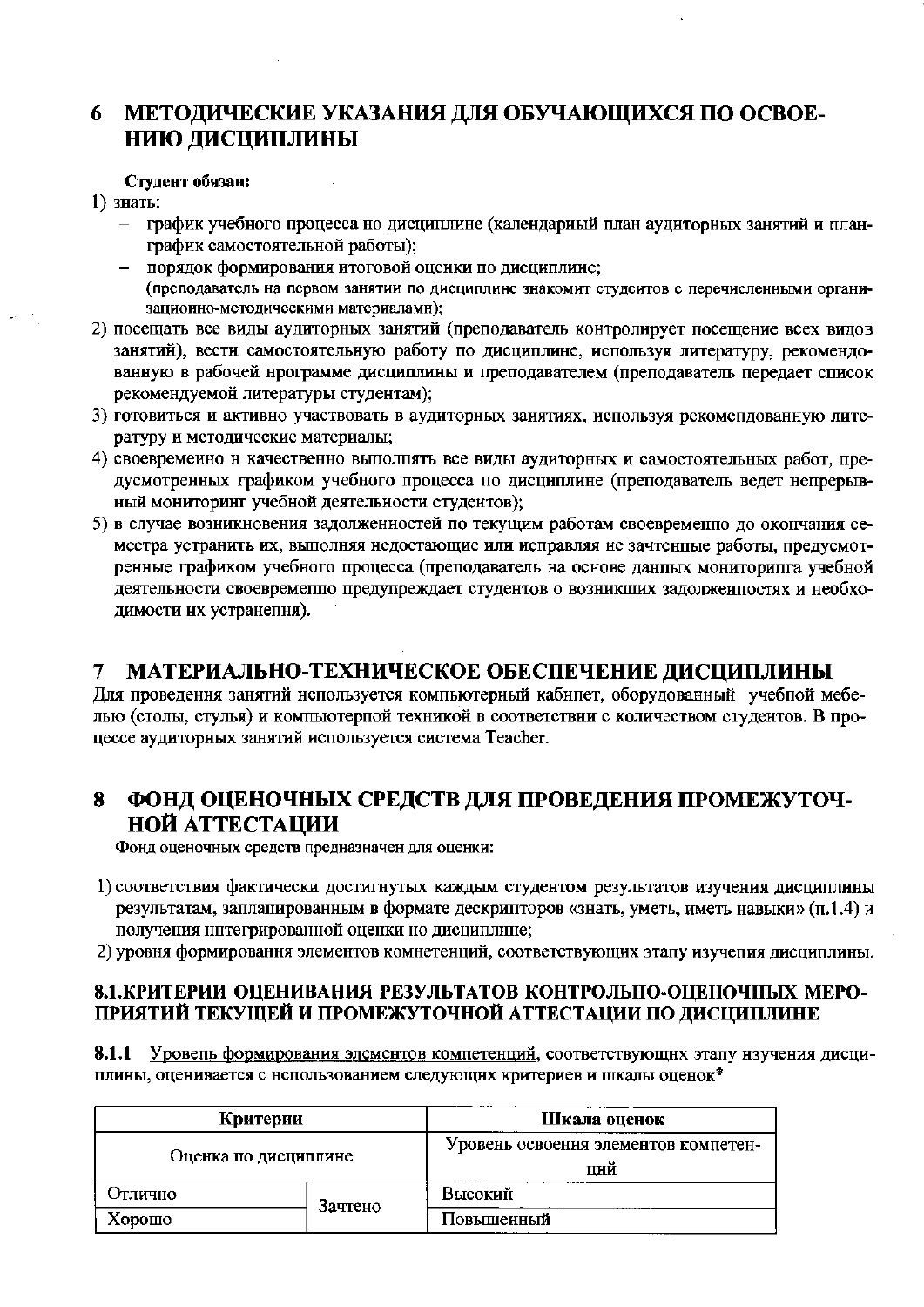# 6 МЕТОДИЧЕСКИЕ УКАЗАНИЯ ДЛЯ ОБУЧАЮЩИХСЯ ПО ОСВОЕНИЮ ДИСЦИПЛИНЫ

**Студент обязан:**

1) знать:
   - график учебного процесса по дисциплине (календарный план аудиторных занятий и план-график самостоятельной работы);
   - порядок формирования итоговой оценки по дисциплине;
   
   (преподаватель на первом занятии по дисциплине знакомит студентов с перечисленными организационно-методическими материалами);
2) посещать все виды аудиторных занятий (преподаватель контролирует посещение всех видов занятий), вести самостоятельную работу по дисциплине, используя литературу, рекомендованную в рабочей программе дисциплины и преподавателем (преподаватель передает список рекомендуемой литературы студентам);
3) готовиться и активно участвовать в аудиторных занятиях, используя рекомендованную литературу и методические материалы;
4) своевременно и качественно выполнять все виды аудиторных и самостоятельных работ, предусмотренных графиком учебного процесса по дисциплине (преподаватель ведет непрерывный мониторинг учебной деятельности студентов);
5) в случае возникновения задолженностей по текущим работам своевременно до окончания семестра устранить их, выполняя недостающие или исправляя не зачтенные работы, предусмотренные графиком учебного процесса (преподаватель на основе данных мониторинга учебной деятельности своевременно предупреждает студентов о возникших задолженностях и необходимости их устранения).

# 7 МАТЕРИАЛЬНО-ТЕХНИЧЕСКОЕ ОБЕСПЕЧЕНИЕ ДИСЦИПЛИНЫ

Для проведения занятий используется компьютерный кабинет, оборудованный учебной мебелью (столы, стулья) и компьютерной техникой в соответствии с количеством студентов. В процессе аудиторных занятий используется система Teacher.

# 8 ФОНД ОЦЕНОЧНЫХ СРЕДСТВ ДЛЯ ПРОВЕДЕНИЯ ПРОМЕЖУТОЧНОЙ АТТЕСТАЦИИ

Фонд оценочных средств предназначен для оценки:

1) соответствия фактически достигнутых каждым студентом результатов изучения дисциплины результатам, запланированным в формате дескрипторов «знать, уметь, иметь навыки» (п.1.4) и получения интегрированной оценки по дисциплине;
2) уровня формирования элементов компетенций, соответствующих этапу изучения дисциплины.

## 8.1. КРИТЕРИИ ОЦЕНИВАНИЯ РЕЗУЛЬТАТОВ КОНТРОЛЬНО-ОЦЕНОЧНЫХ МЕРОПРИЯТИЙ ТЕКУЩЕЙ И ПРОМЕЖУТОЧНОЙ АТТЕСТАЦИИ ПО ДИСЦИПЛИНЕ

**8.1.1** Уровень формирования элементов компетенций, соответствующих этапу изучения дисциплины, оценивается с использованием следующих критериев и шкалы оценок*

| Критерии | | Шкала оценок |
|---|---|---|
| Оценка по дисциплине | | Уровень освоения элементов компетенций |
| Отлично | Зачтено | Высокий |
| Хорошо | | Повышенный |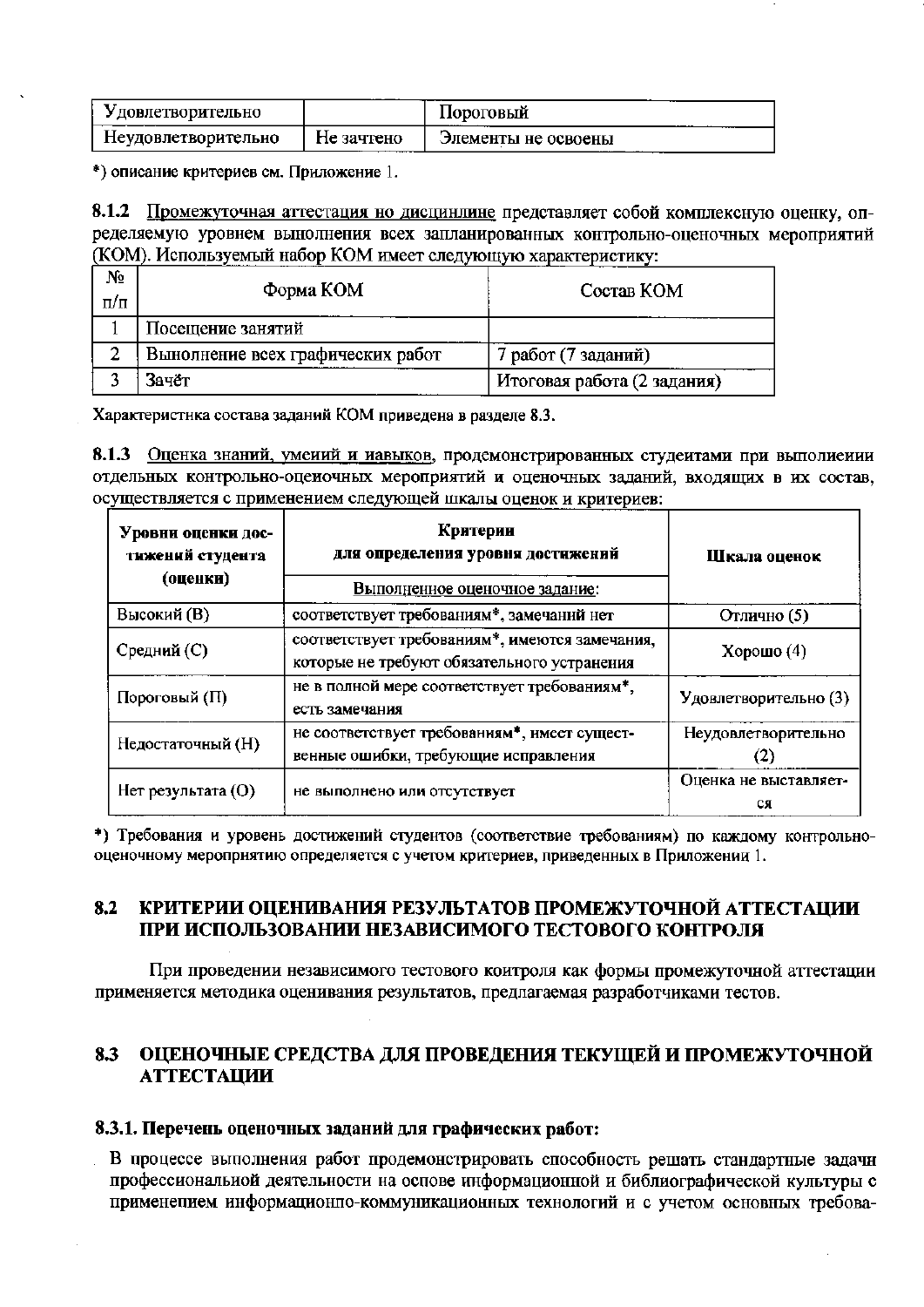| Удовлетворительно | | Пороговый |
|---|---|---|
| Неудовлетворительно | Не зачтено | Элементы не освоены |

*) описание критериев см. Приложение 1.

**8.1.2** Промежуточная аттестация по дисциплине представляет собой комплексную оценку, определяемую уровнем выполнения всех запланированных контрольно-оценочных мероприятий (КОМ). Используемый набор КОМ имеет следующую характеристику:

| № п/п | Форма КОМ | Состав КОМ |
|---|---|---|
| 1 | Посещение занятий | |
| 2 | Выполнение всех графических работ | 7 работ (7 заданий) |
| 3 | Зачёт | Итоговая работа (2 задания) |

Характеристика состава заданий КОМ приведена в разделе 8.3.

**8.1.3** Оценка знаний, умений и навыков, продемонстрированных студентами при выполнении отдельных контрольно-оценочных мероприятий и оценочных заданий, входящих в их состав, осуществляется с применением следующей шкалы оценок и критериев:

| Уровни оценки достижений студента (оценки) | Критерии для определения уровня достижений<br>Выполненное оценочное задание: | Шкала оценок |
|---|---|---|
| Высокий (В) | соответствует требованиям*, замечаний нет | Отлично (5) |
| Средний (С) | соответствует требованиям*, имеются замечания, которые не требуют обязательного устранения | Хорошо (4) |
| Пороговый (П) | не в полной мере соответствует требованиям*, есть замечания | Удовлетворительно (3) |
| Недостаточный (Н) | не соответствует требованиям*, имеет существенные ошибки, требующие исправления | Неудовлетворительно (2) |
| Нет результата (О) | не выполнено или отсутствует | Оценка не выставляется |

*) Требования и уровень достижений студентов (соответствие требованиям) по каждому контрольно-оценочному мероприятию определяется с учетом критериев, приведенных в Приложении 1.

## 8.2 КРИТЕРИИ ОЦЕНИВАНИЯ РЕЗУЛЬТАТОВ ПРОМЕЖУТОЧНОЙ АТТЕСТАЦИИ ПРИ ИСПОЛЬЗОВАНИИ НЕЗАВИСИМОГО ТЕСТОВОГО КОНТРОЛЯ

При проведении независимого тестового контроля как формы промежуточной аттестации применяется методика оценивания результатов, предлагаемая разработчиками тестов.

## 8.3 ОЦЕНОЧНЫЕ СРЕДСТВА ДЛЯ ПРОВЕДЕНИЯ ТЕКУЩЕЙ И ПРОМЕЖУТОЧНОЙ АТТЕСТАЦИИ

### 8.3.1. Перечень оценочных заданий для графических работ:

В процессе выполнения работ продемонстрировать способность решать стандартные задачи профессиональной деятельности на основе информационной и библиографической культуры с применением информационно-коммуникационных технологий и с учетом основных требова-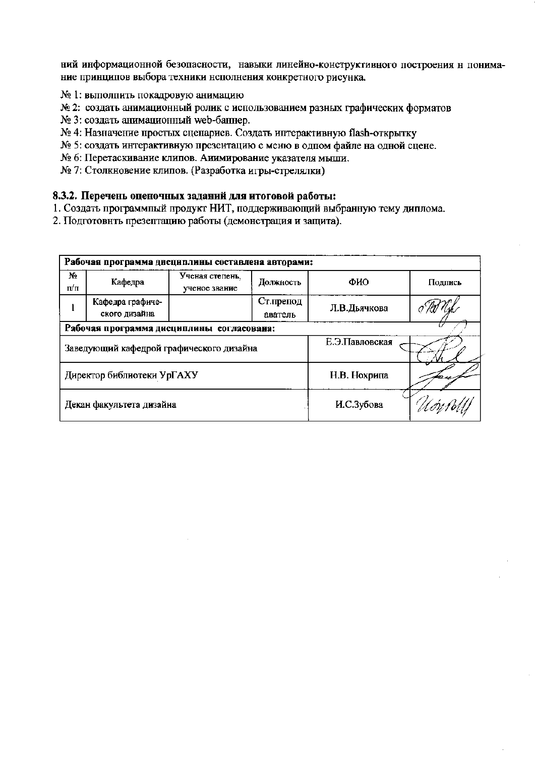ний информационной безопасности, навыки линейно-конструктивного построения и понимание принципов выбора техники исполнения конкретного рисунка.

№ 1: выполнить покадровую анимацию
№ 2: создать анимационный ролик с использованием разных графических форматов
№ 3: создать анимационный web-баннер.
№ 4: Назначение простых сценариев. Создать интерактивную flash-открытку
№ 5: создать интерактивную презентацию с меню в одном файле на одной сцене.
№ 6: Перетаскивание клипов. Аиимирование указателя мыши.
№ 7: Столкновение клипов. (Разработка игры-стрелялки)

### 8.3.2. Перечень оценочных заданий для итоговой работы:

1. Создать программный продукт НИТ, поддерживающий выбранную тему диплома.
2. Подготовить презентацию работы (демонстрация и защита).

| **Рабочая программа дисциплины составлена авторами:** | | | | | |
|---|---|---|---|---|---|
| № п/п | Кафедра | Ученая степень, ученое звание | Должность | ФИО | Подпись |
| 1 | Кафедра графического дизайна | | Ст.преподаватель | Л.В.Дьячкова | |
| **Рабочая программа дисциплины согласована:** | | | | | |
| Заведующий кафедрой графического дизайна | | | | Е.Э.Павловская | |
| Директор библиотеки УрГАХУ | | | | Н.В. Нохрина | |
| Декан факультета дизайна | | | | И.С.Зубова | |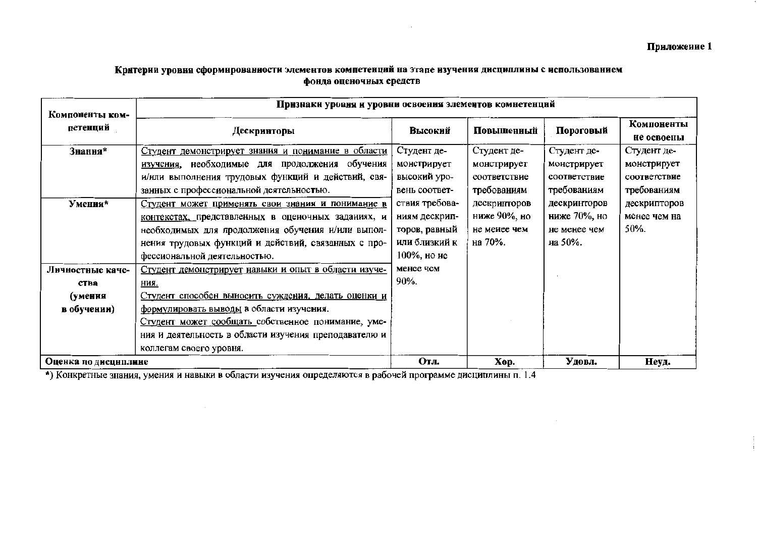**Приложение 1**

**Критерии уровня сформированности элементов компетенций на этапе изучения дисциплины с использованием фонда оценочных средств**

| Компоненты компетенций | Признаки уровня и уровни освоения элементов компетенций | | | | |
|---|---|---|---|---|---|
| | Дескрипторы | Высокий | Повышенный | Пороговый | Компоненты не освоены |
| **Знания*** | Студент демонстрирует знания и понимание в области изучения, необходимые для продолжения обучения и/или выполнения трудовых функций и действий, связанных с профессиональной деятельностью. | Студент демонстрирует высокий уровень соответствия требованиям дескрипторов, равный или близкий к 100%, но не менее чем 90%. | Студент демонстрирует соответствие требованиям дескрипторов ниже 90%, но не менее чем на 70%. | Студент демонстрирует соответствие требованиям дескрипторов ниже 70%, но не менее чем на 50%. | Студент демонстрирует соответствие требованиям дескрипторов менее чем на 50%. |
| **Умения*** | Студент может применять свои знания и понимание в контекстах, представленных в оценочных заданиях, и необходимых для продолжения обучения и/или выполнения трудовых функций и действий, связанных с профессиональной деятельностью. | | | | |
| **Личностные качества (умения в обучении)** | Студент демонстрирует навыки и опыт в области изучения. Студент способен выносить суждения, делать оценки и формулировать выводы в области изучения. Студент может сообщать собственное понимание, умения и деятельность в области изучения преподавателю и коллегам своего уровня. | | | | |
| **Оценка по дисциплине** | | **Отл.** | **Хор.** | **Удовл.** | **Неуд.** |

*) Конкретные знания, умения и навыки в области изучения определяются в рабочей программе дисциплины п. 1.4